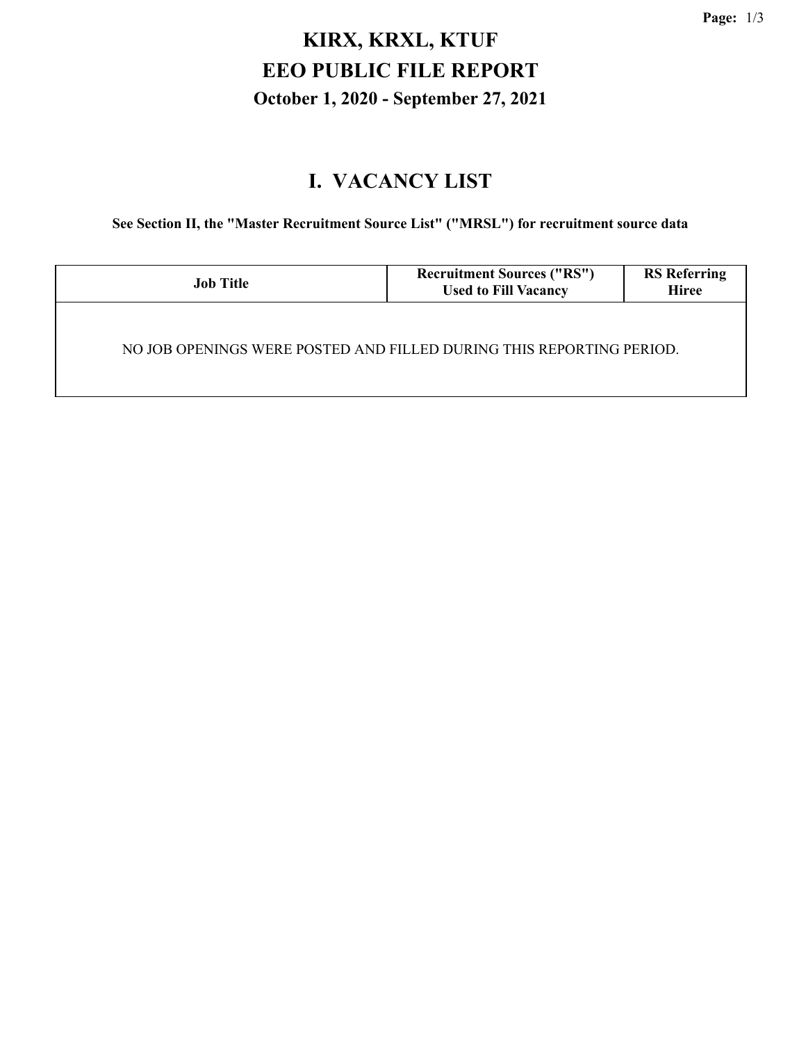# KIRX, KRXL, KTUF

# EEO PUBLIC FILE REPORT

### October 1, 2020 - September 27, 2021

## I. VACANCY LIST

**See Section II, the "Master Recruitment Source List" ("MRSL") for recruitment source data**

| Job Title | Recruitment Sources ("RS") Used to Fill Vacancy | RS Referring Hiree |
|---|---|---|
| NO JOB OPENINGS WERE POSTED AND FILLED DURING THIS REPORTING PERIOD. | | |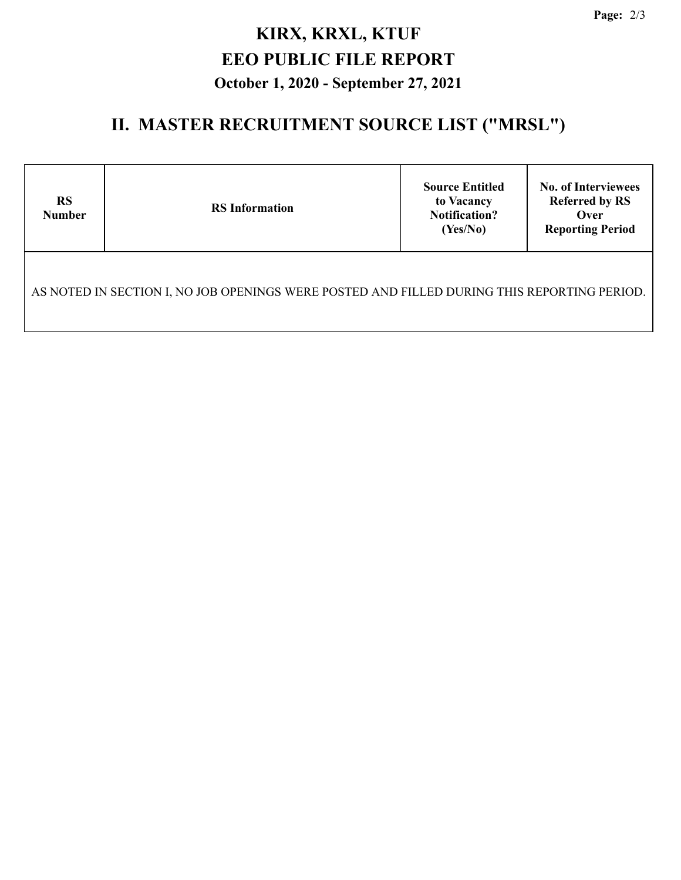# KIRX, KRXL, KTUF

# EEO PUBLIC FILE REPORT

### October 1, 2020 - September 27, 2021

## II. MASTER RECRUITMENT SOURCE LIST ("MRSL")

| RS Number | RS Information | Source Entitled to Vacancy Notification? (Yes/No) | No. of Interviewees Referred by RS Over Reporting Period |
|---|---|---|---|
| AS NOTED IN SECTION I, NO JOB OPENINGS WERE POSTED AND FILLED DURING THIS REPORTING PERIOD. | | | |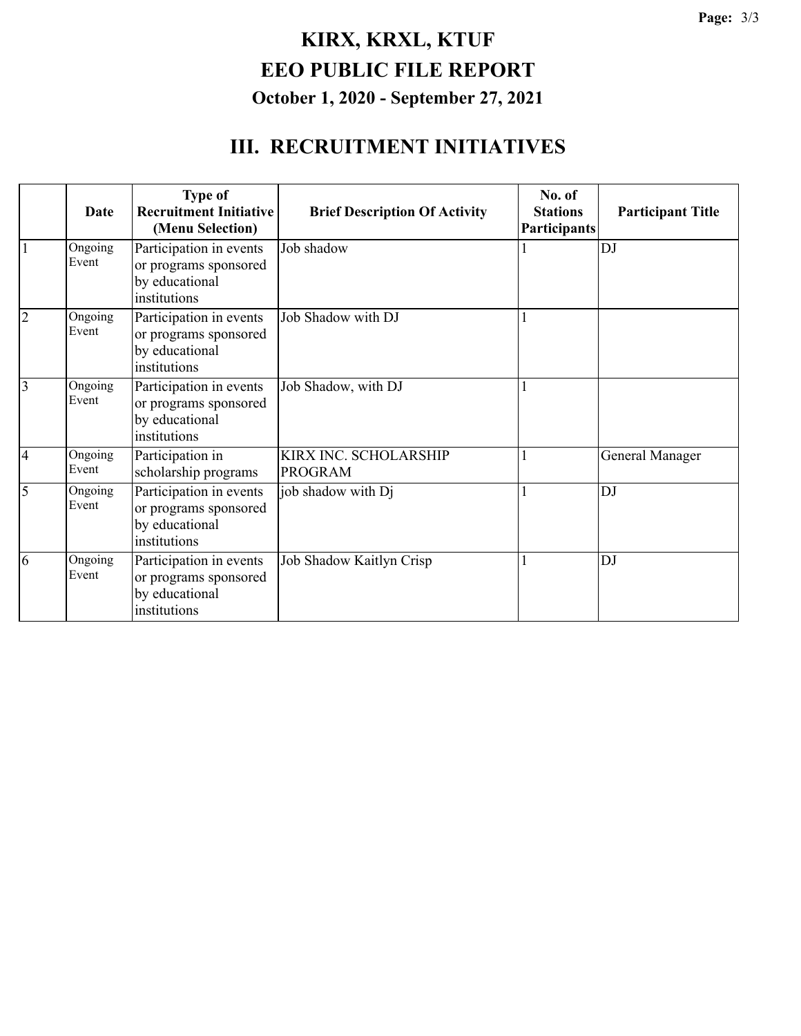# KIRX, KRXL, KTUF

# EEO PUBLIC FILE REPORT

### October 1, 2020 - September 27, 2021

## III. RECRUITMENT INITIATIVES

| | Date | Type of Recruitment Initiative (Menu Selection) | Brief Description Of Activity | No. of Stations Participants | Participant Title |
|---|---|---|---|---|---|
| 1 | Ongoing Event | Participation in events or programs sponsored by educational institutions | Job shadow | 1 | DJ |
| 2 | Ongoing Event | Participation in events or programs sponsored by educational institutions | Job Shadow with DJ | 1 | |
| 3 | Ongoing Event | Participation in events or programs sponsored by educational institutions | Job Shadow, with DJ | 1 | |
| 4 | Ongoing Event | Participation in scholarship programs | KIRX INC. SCHOLARSHIP PROGRAM | 1 | General Manager |
| 5 | Ongoing Event | Participation in events or programs sponsored by educational institutions | job shadow with Dj | 1 | DJ |
| 6 | Ongoing Event | Participation in events or programs sponsored by educational institutions | Job Shadow Kaitlyn Crisp | 1 | DJ |